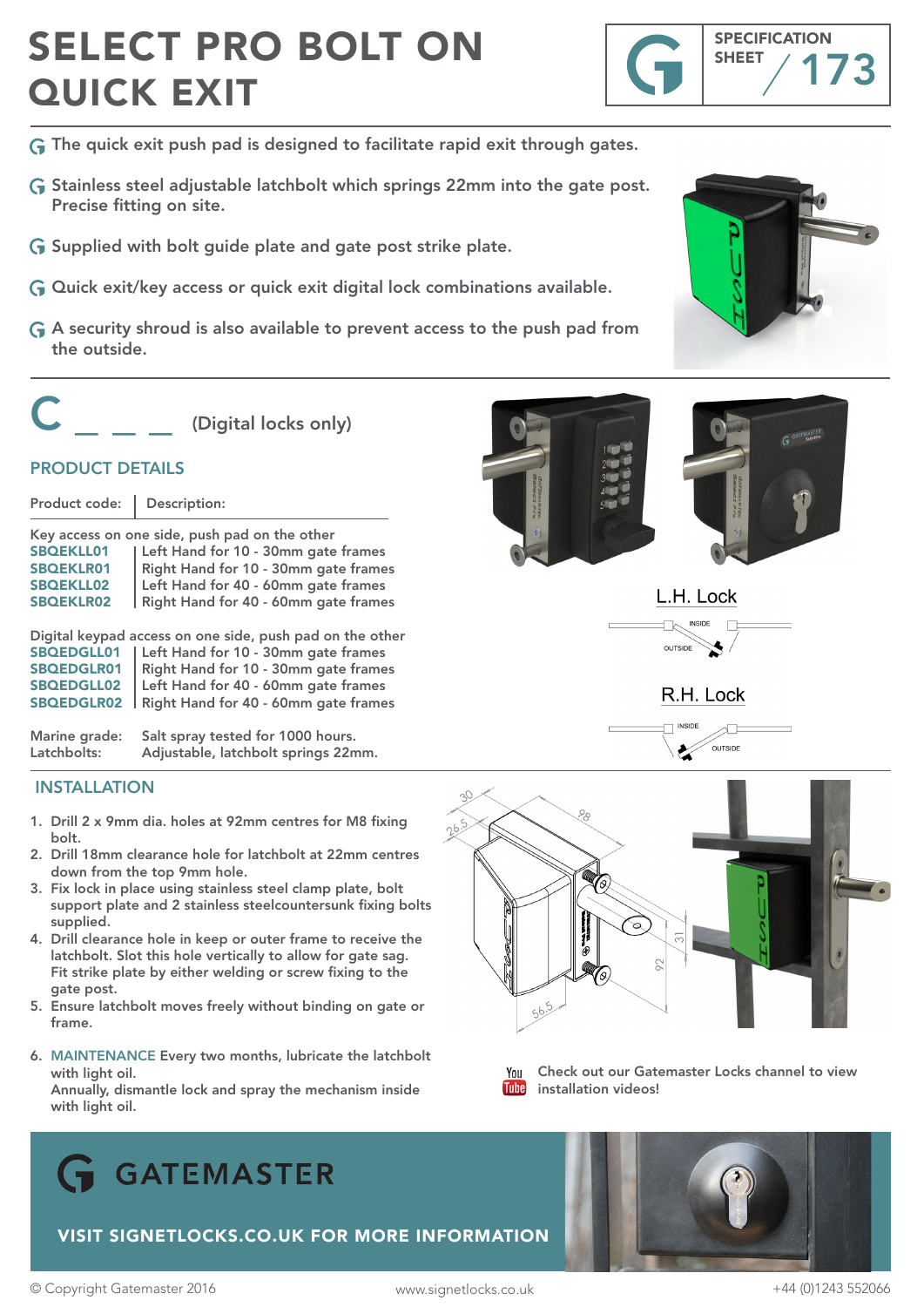# SELECT PRO BOLT ON QUICK EXIT

SPECIFICATION SHEET 173

- The quick exit push pad is designed to facilitate rapid exit through gates.
- Stainless steel adjustable latchbolt which springs 22mm into the gate post. Precise fitting on site.
- Supplied with bolt guide plate and gate post strike plate.
- Quick exit/key access or quick exit digital lock combinations available.
- A security shroud is also available to prevent access to the push pad from the outside.

C _ _ _ (Digital locks only)

## PRODUCT DETAILS

| Product code: | Description: |
|---|---|
| Key access on one side, push pad on the other | |
| SBQEKLL01 | Left Hand for 10 - 30mm gate frames |
| SBQEKLR01 | Right Hand for 10 - 30mm gate frames |
| SBQEKLL02 | Left Hand for 40 - 60mm gate frames |
| SBQEKLR02 | Right Hand for 40 - 60mm gate frames |
| Digital keypad access on one side, push pad on the other | |
| SBQEDGLL01 | Left Hand for 10 - 30mm gate frames |
| SBQEDGLR01 | Right Hand for 10 - 30mm gate frames |
| SBQEDGLL02 | Left Hand for 40 - 60mm gate frames |
| SBQEDGLR02 | Right Hand for 40 - 60mm gate frames |

Marine grade: Salt spray tested for 1000 hours.
Latchbolts: Adjustable, latchbolt springs 22mm.

L.H. Lock

R.H. Lock

## INSTALLATION

1. Drill 2 x 9mm dia. holes at 92mm centres for M8 fixing bolt.
2. Drill 18mm clearance hole for latchbolt at 22mm centres down from the top 9mm hole.
3. Fix lock in place using stainless steel clamp plate, bolt support plate and 2 stainless steelcountersunk fixing bolts supplied.
4. Drill clearance hole in keep or outer frame to receive the latchbolt. Slot this hole vertically to allow for gate sag. Fit strike plate by either welding or screw fixing to the gate post.
5. Ensure latchbolt moves freely without binding on gate or frame.
6. MAINTENANCE Every two months, lubricate the latchbolt with light oil. Annually, dismantle lock and spray the mechanism inside with light oil.

Check out our Gatemaster Locks channel to view installation videos!

GATEMASTER

VISIT SIGNETLOCKS.CO.UK FOR MORE INFORMATION

© Copyright Gatemaster 2016 www.signetlocks.co.uk +44 (0)1243 552066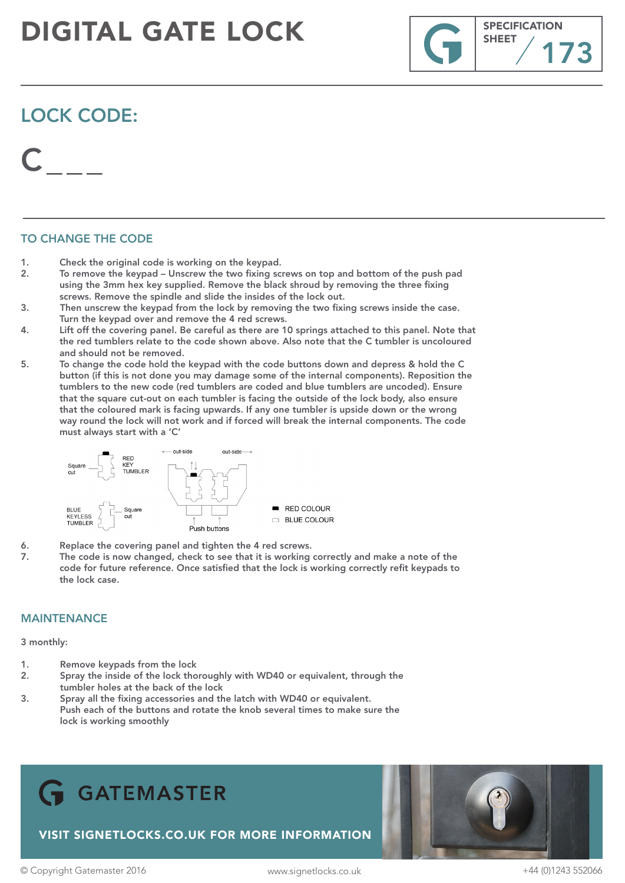# DIGITAL GATE LOCK

SPECIFICATION SHEET 173

## LOCK CODE:

C _ _ _

### TO CHANGE THE CODE

1. Check the original code is working on the keypad.
2. To remove the keypad – Unscrew the two fixing screws on top and bottom of the push pad using the 3mm hex key supplied. Remove the black shroud by removing the three fixing screws. Remove the spindle and slide the insides of the lock out.
3. Then unscrew the keypad from the lock by removing the two fixing screws inside the case. Turn the keypad over and remove the 4 red screws.
4. Lift off the covering panel. Be careful as there are 10 springs attached to this panel. Note that the red tumblers relate to the code shown above. Also note that the C tumbler is uncoloured and should not be removed.
5. To change the code hold the keypad with the code buttons down and depress & hold the C button (if this is not done you may damage some of the internal components). Reposition the tumblers to the new code (red tumblers are coded and blue tumblers are uncoded). Ensure that the square cut-out on each tumbler is facing the outside of the lock body, also ensure that the coloured mark is facing upwards. If any one tumbler is upside down or the wrong way round the lock will not work and if forced will break the internal components. The code must always start with a 'C'

Square cut
RED KEY TUMBLER
BLUE KEYLESS TUMBLER
Square cut
out-side
out-side
Push buttons
RED COLOUR
BLUE COLOUR

6. Replace the covering panel and tighten the 4 red screws.
7. The code is now changed, check to see that it is working correctly and make a note of the code for future reference. Once satisfied that the lock is working correctly refit keypads to the lock case.

### MAINTENANCE

3 monthly:

1. Remove keypads from the lock
2. Spray the inside of the lock thoroughly with WD40 or equivalent, through the tumbler holes at the back of the lock
3. Spray all the fixing accessories and the latch with WD40 or equivalent. Push each of the buttons and rotate the knob several times to make sure the lock is working smoothly

GATEMASTER

VISIT SIGNETLOCKS.CO.UK FOR MORE INFORMATION

© Copyright Gatemaster 2016 www.signetlocks.co.uk +44 (0)1243 552066